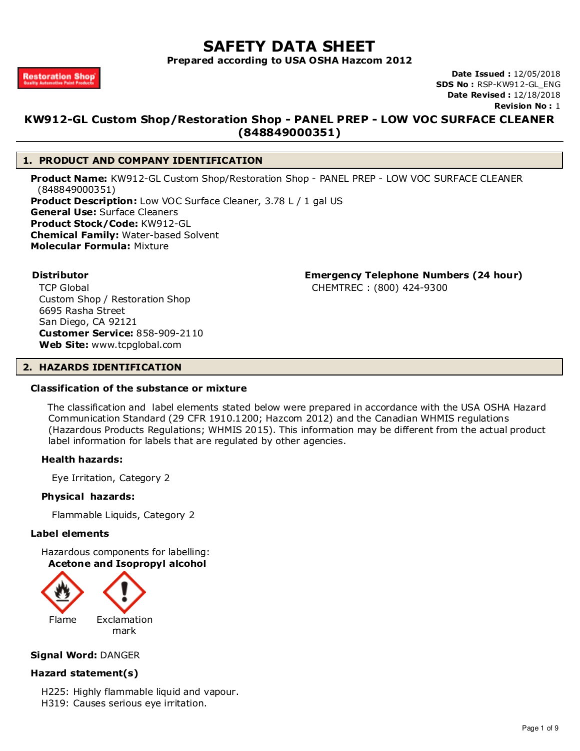# SAFETY DATA SHEET

**Prepared according to USA OSHA Hazcom 2012**

Restoration Shop
Quality Automotive Paint Products

**Date Issued :** 12/05/2018
**SDS No :** RSP-KW912-GL_ENG
**Date Revised :** 12/18/2018
**Revision No :** 1

## KW912-GL Custom Shop/Restoration Shop - PANEL PREP - LOW VOC SURFACE CLEANER (848849000351)

## 1. PRODUCT AND COMPANY IDENTIFICATION

**Product Name:** KW912-GL Custom Shop/Restoration Shop - PANEL PREP - LOW VOC SURFACE CLEANER (848849000351)
**Product Description:** Low VOC Surface Cleaner, 3.78 L / 1 gal US
**General Use:** Surface Cleaners
**Product Stock/Code:** KW912-GL
**Chemical Family:** Water-based Solvent
**Molecular Formula:** Mixture

**Distributor**
TCP Global
Custom Shop / Restoration Shop
6695 Rasha Street
San Diego, CA 92121
**Customer Service:** 858-909-2110
**Web Site:** www.tcpglobal.com

**Emergency Telephone Numbers (24 hour)**
CHEMTREC : (800) 424-9300

## 2. HAZARDS IDENTIFICATION

### Classification of the substance or mixture

The classification and label elements stated below were prepared in accordance with the USA OSHA Hazard Communication Standard (29 CFR 1910.1200; Hazcom 2012) and the Canadian WHMIS regulations (Hazardous Products Regulations; WHMIS 2015). This information may be different from the actual product label information for labels that are regulated by other agencies.

**Health hazards:**

Eye Irritation, Category 2

**Physical hazards:**

Flammable Liquids, Category 2

### Label elements

Hazardous components for labelling:
**Acetone and Isopropyl alcohol**

Flame    Exclamation mark

**Signal Word:** DANGER

### Hazard statement(s)

H225: Highly flammable liquid and vapour.
H319: Causes serious eye irritation.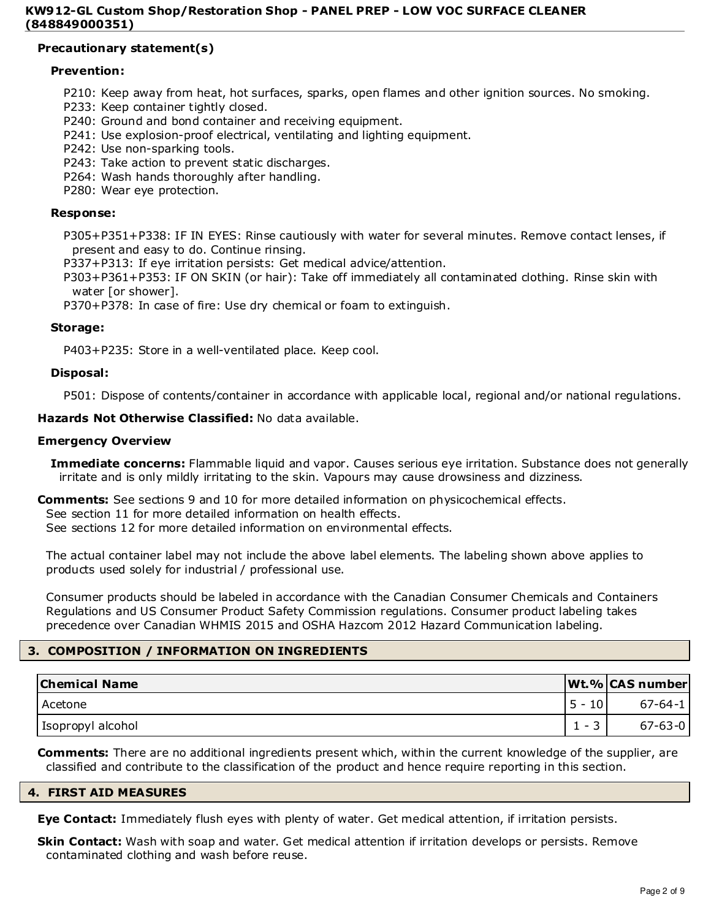#### Precautionary statement(s)

**Prevention:**

P210: Keep away from heat, hot surfaces, sparks, open flames and other ignition sources. No smoking.
P233: Keep container tightly closed.
P240: Ground and bond container and receiving equipment.
P241: Use explosion-proof electrical, ventilating and lighting equipment.
P242: Use non-sparking tools.
P243: Take action to prevent static discharges.
P264: Wash hands thoroughly after handling.
P280: Wear eye protection.

**Response:**

P305+P351+P338: IF IN EYES: Rinse cautiously with water for several minutes. Remove contact lenses, if present and easy to do. Continue rinsing.
P337+P313: If eye irritation persists: Get medical advice/attention.
P303+P361+P353: IF ON SKIN (or hair): Take off immediately all contaminated clothing. Rinse skin with water [or shower].
P370+P378: In case of fire: Use dry chemical or foam to extinguish.

**Storage:**

P403+P235: Store in a well-ventilated place. Keep cool.

**Disposal:**

P501: Dispose of contents/container in accordance with applicable local, regional and/or national regulations.

**Hazards Not Otherwise Classified:** No data available.

**Emergency Overview**

**Immediate concerns:** Flammable liquid and vapor. Causes serious eye irritation. Substance does not generally irritate and is only mildly irritating to the skin. Vapours may cause drowsiness and dizziness.

**Comments:** See sections 9 and 10 for more detailed information on physicochemical effects.
See section 11 for more detailed information on health effects.
See sections 12 for more detailed information on environmental effects.

The actual container label may not include the above label elements. The labeling shown above applies to products used solely for industrial / professional use.

Consumer products should be labeled in accordance with the Canadian Consumer Chemicals and Containers Regulations and US Consumer Product Safety Commission regulations. Consumer product labeling takes precedence over Canadian WHMIS 2015 and OSHA Hazcom 2012 Hazard Communication labeling.

## 3. COMPOSITION / INFORMATION ON INGREDIENTS

| Chemical Name | Wt.% | CAS number |
|---|---|---|
| Acetone | 5 - 10 | 67-64-1 |
| Isopropyl alcohol | 1 - 3 | 67-63-0 |

**Comments:** There are no additional ingredients present which, within the current knowledge of the supplier, are classified and contribute to the classification of the product and hence require reporting in this section.

## 4. FIRST AID MEASURES

**Eye Contact:** Immediately flush eyes with plenty of water. Get medical attention, if irritation persists.

**Skin Contact:** Wash with soap and water. Get medical attention if irritation develops or persists. Remove contaminated clothing and wash before reuse.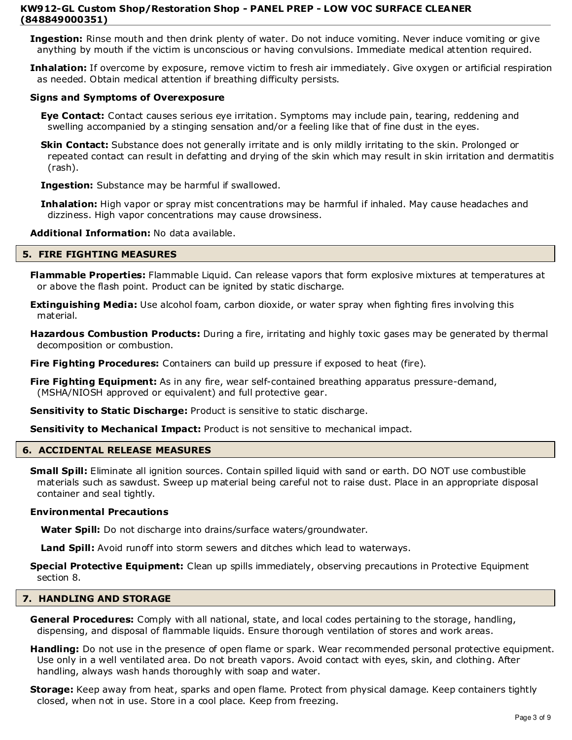**Ingestion:** Rinse mouth and then drink plenty of water. Do not induce vomiting. Never induce vomiting or give anything by mouth if the victim is unconscious or having convulsions. Immediate medical attention required.

**Inhalation:** If overcome by exposure, remove victim to fresh air immediately. Give oxygen or artificial respiration as needed. Obtain medical attention if breathing difficulty persists.

**Signs and Symptoms of Overexposure**

**Eye Contact:** Contact causes serious eye irritation. Symptoms may include pain, tearing, reddening and swelling accompanied by a stinging sensation and/or a feeling like that of fine dust in the eyes.

**Skin Contact:** Substance does not generally irritate and is only mildly irritating to the skin. Prolonged or repeated contact can result in defatting and drying of the skin which may result in skin irritation and dermatitis (rash).

**Ingestion:** Substance may be harmful if swallowed.

**Inhalation:** High vapor or spray mist concentrations may be harmful if inhaled. May cause headaches and dizziness. High vapor concentrations may cause drowsiness.

**Additional Information:** No data available.

## 5. FIRE FIGHTING MEASURES

**Flammable Properties:** Flammable Liquid. Can release vapors that form explosive mixtures at temperatures at or above the flash point. Product can be ignited by static discharge.

**Extinguishing Media:** Use alcohol foam, carbon dioxide, or water spray when fighting fires involving this material.

**Hazardous Combustion Products:** During a fire, irritating and highly toxic gases may be generated by thermal decomposition or combustion.

**Fire Fighting Procedures:** Containers can build up pressure if exposed to heat (fire).

**Fire Fighting Equipment:** As in any fire, wear self-contained breathing apparatus pressure-demand, (MSHA/NIOSH approved or equivalent) and full protective gear.

**Sensitivity to Static Discharge:** Product is sensitive to static discharge.

**Sensitivity to Mechanical Impact:** Product is not sensitive to mechanical impact.

## 6. ACCIDENTAL RELEASE MEASURES

**Small Spill:** Eliminate all ignition sources. Contain spilled liquid with sand or earth. DO NOT use combustible materials such as sawdust. Sweep up material being careful not to raise dust. Place in an appropriate disposal container and seal tightly.

**Environmental Precautions**

**Water Spill:** Do not discharge into drains/surface waters/groundwater.

**Land Spill:** Avoid runoff into storm sewers and ditches which lead to waterways.

**Special Protective Equipment:** Clean up spills immediately, observing precautions in Protective Equipment section 8.

## 7. HANDLING AND STORAGE

**General Procedures:** Comply with all national, state, and local codes pertaining to the storage, handling, dispensing, and disposal of flammable liquids. Ensure thorough ventilation of stores and work areas.

**Handling:** Do not use in the presence of open flame or spark. Wear recommended personal protective equipment. Use only in a well ventilated area. Do not breath vapors. Avoid contact with eyes, skin, and clothing. After handling, always wash hands thoroughly with soap and water.

**Storage:** Keep away from heat, sparks and open flame. Protect from physical damage. Keep containers tightly closed, when not in use. Store in a cool place. Keep from freezing.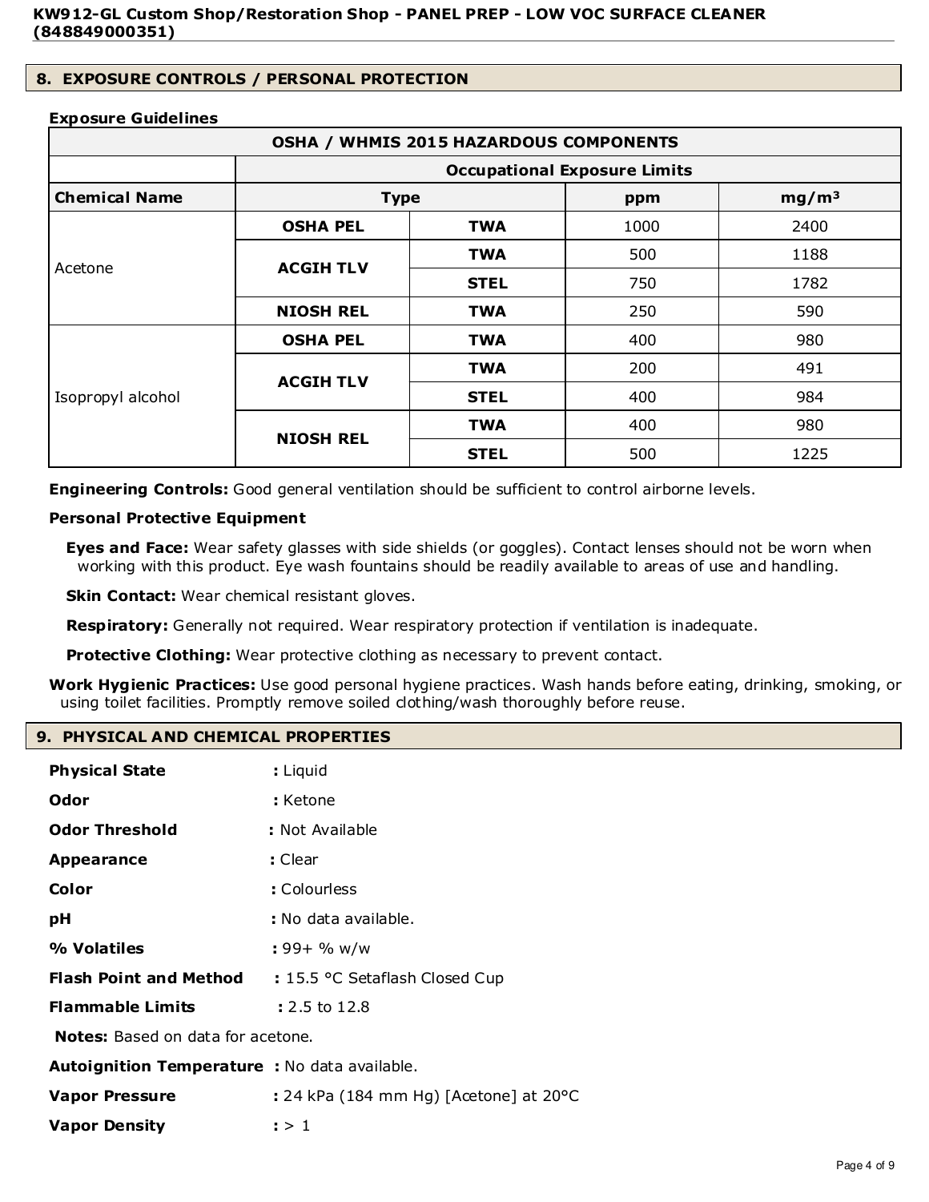## 8. EXPOSURE CONTROLS / PERSONAL PROTECTION

### Exposure Guidelines

| OSHA / WHMIS 2015 HAZARDOUS COMPONENTS | | | | |
|---|---|---|---|---|
| | Occupational Exposure Limits | | | |
| **Chemical Name** | **Type** | | **ppm** | **mg/m³** |
| Acetone | **OSHA PEL** | **TWA** | 1000 | 2400 |
| | **ACGIH TLV** | **TWA** | 500 | 1188 |
| | | **STEL** | 750 | 1782 |
| | **NIOSH REL** | **TWA** | 250 | 590 |
| Isopropyl alcohol | **OSHA PEL** | **TWA** | 400 | 980 |
| | **ACGIH TLV** | **TWA** | 200 | 491 |
| | | **STEL** | 400 | 984 |
| | **NIOSH REL** | **TWA** | 400 | 980 |
| | | **STEL** | 500 | 1225 |

**Engineering Controls:** Good general ventilation should be sufficient to control airborne levels.

**Personal Protective Equipment**

**Eyes and Face:** Wear safety glasses with side shields (or goggles). Contact lenses should not be worn when working with this product. Eye wash fountains should be readily available to areas of use and handling.

**Skin Contact:** Wear chemical resistant gloves.

**Respiratory:** Generally not required. Wear respiratory protection if ventilation is inadequate.

**Protective Clothing:** Wear protective clothing as necessary to prevent contact.

**Work Hygienic Practices:** Use good personal hygiene practices. Wash hands before eating, drinking, smoking, or using toilet facilities. Promptly remove soiled clothing/wash thoroughly before reuse.

## 9. PHYSICAL AND CHEMICAL PROPERTIES

**Physical State** : Liquid

**Odor** : Ketone

**Odor Threshold** : Not Available

**Appearance** : Clear

**Color** : Colourless

**pH** : No data available.

**% Volatiles** : 99+ % w/w

**Flash Point and Method** : 15.5 °C Setaflash Closed Cup

**Flammable Limits** : 2.5 to 12.8

**Notes:** Based on data for acetone.

**Autoignition Temperature** : No data available.

**Vapor Pressure** : 24 kPa (184 mm Hg) [Acetone] at 20°C

**Vapor Density** : > 1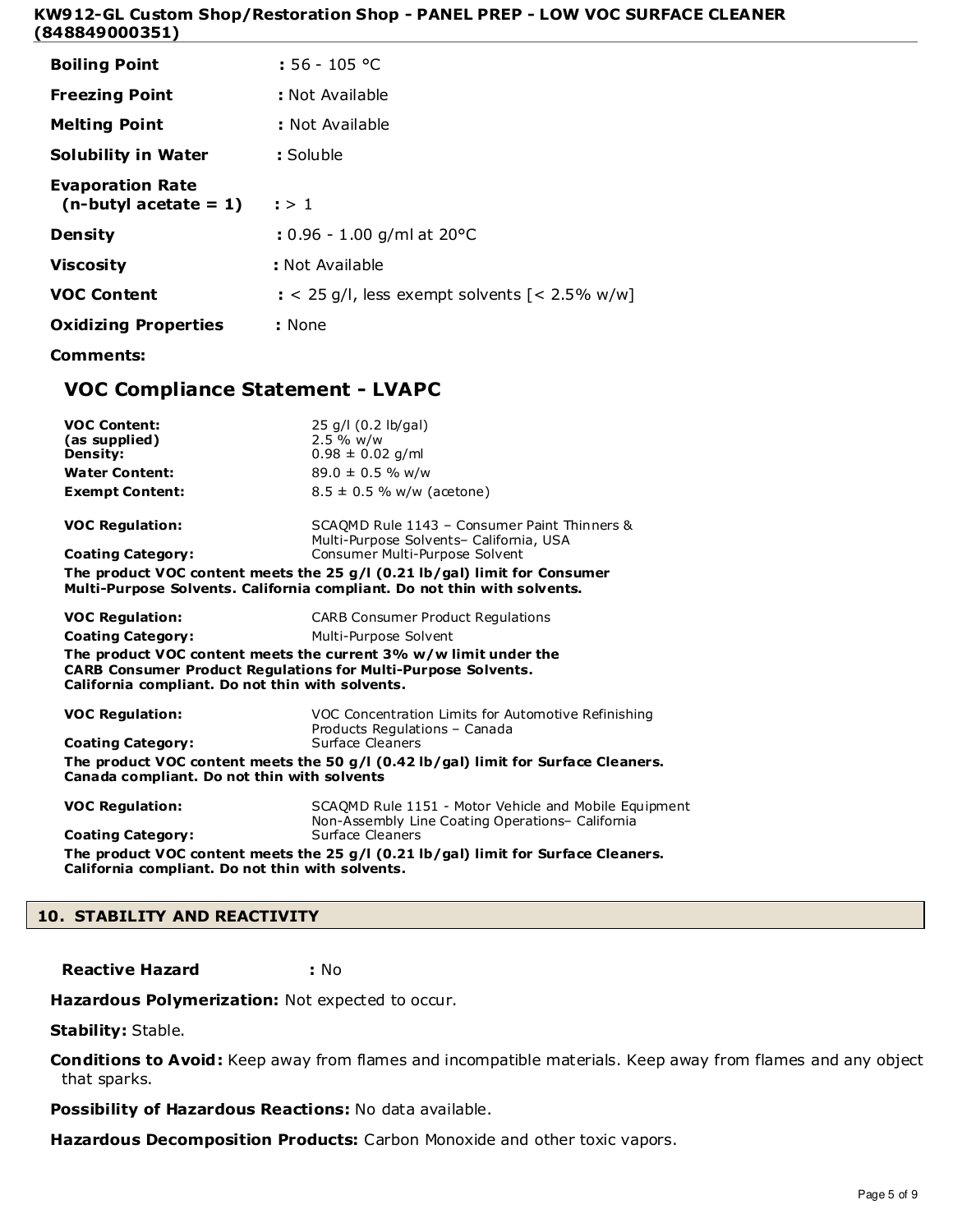| | |
|---|---|
| **Boiling Point** | : 56 - 105 °C |
| **Freezing Point** | : Not Available |
| **Melting Point** | : Not Available |
| **Solubility in Water** | : Soluble |
| **Evaporation Rate (n-butyl acetate = 1)** | : > 1 |
| **Density** | : 0.96 - 1.00 g/ml at 20°C |
| **Viscosity** | : Not Available |
| **VOC Content** | : < 25 g/l, less exempt solvents [< 2.5% w/w] |
| **Oxidizing Properties** | : None |

**Comments:**

## VOC Compliance Statement - LVAPC

| | |
|---|---|
| **VOC Content:** **(as supplied)** | 25 g/l (0.2 lb/gal) 2.5 % w/w |
| **Density:** | 0.98 ± 0.02 g/ml |
| **Water Content:** | 89.0 ± 0.5 % w/w |
| **Exempt Content:** | 8.5 ± 0.5 % w/w (acetone) |

| | |
|---|---|
| **VOC Regulation:** | SCAQMD Rule 1143 – Consumer Paint Thinners & Multi-Purpose Solvents– California, USA |
| **Coating Category:** | Consumer Multi-Purpose Solvent |

**The product VOC content meets the 25 g/l (0.21 lb/gal) limit for Consumer Multi-Purpose Solvents. California compliant. Do not thin with solvents.**

| | |
|---|---|
| **VOC Regulation:** | CARB Consumer Product Regulations |
| **Coating Category:** | Multi-Purpose Solvent |

**The product VOC content meets the current 3% w/w limit under the CARB Consumer Product Regulations for Multi-Purpose Solvents. California compliant. Do not thin with solvents.**

| | |
|---|---|
| **VOC Regulation:** | VOC Concentration Limits for Automotive Refinishing Products Regulations – Canada |
| **Coating Category:** | Surface Cleaners |

**The product VOC content meets the 50 g/l (0.42 lb/gal) limit for Surface Cleaners. Canada compliant. Do not thin with solvents**

| | |
|---|---|
| **VOC Regulation:** | SCAQMD Rule 1151 - Motor Vehicle and Mobile Equipment Non-Assembly Line Coating Operations– California |
| **Coating Category:** | Surface Cleaners |

**The product VOC content meets the 25 g/l (0.21 lb/gal) limit for Surface Cleaners. California compliant. Do not thin with solvents.**

## 10. STABILITY AND REACTIVITY

**Reactive Hazard** : No

**Hazardous Polymerization:** Not expected to occur.

**Stability:** Stable.

**Conditions to Avoid:** Keep away from flames and incompatible materials. Keep away from flames and any object that sparks.

**Possibility of Hazardous Reactions:** No data available.

**Hazardous Decomposition Products:** Carbon Monoxide and other toxic vapors.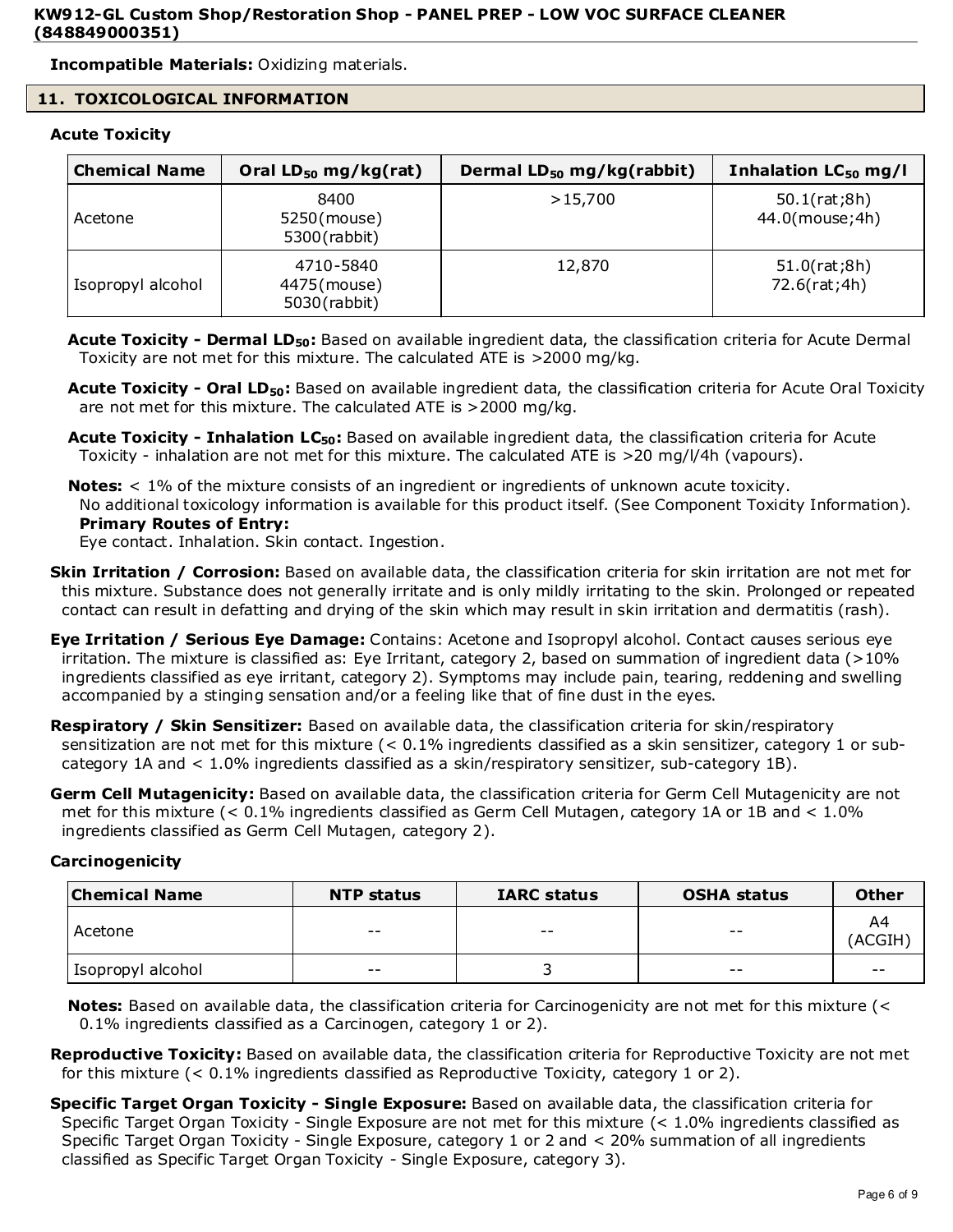**Incompatible Materials:** Oxidizing materials.

## 11. TOXICOLOGICAL INFORMATION

### Acute Toxicity

| Chemical Name | Oral $LD_{50}$ mg/kg(rat) | Dermal $LD_{50}$ mg/kg(rabbit) | Inhalation $LC_{50}$ mg/l |
|---|---|---|---|
| Acetone | 8400<br>5250(mouse)<br>5300(rabbit) | >15,700 | 50.1(rat;8h)<br>44.0(mouse;4h) |
| Isopropyl alcohol | 4710-5840<br>4475(mouse)<br>5030(rabbit) | 12,870 | 51.0(rat;8h)<br>72.6(rat;4h) |

**Acute Toxicity - Dermal $LD_{50}$:** Based on available ingredient data, the classification criteria for Acute Dermal Toxicity are not met for this mixture. The calculated ATE is >2000 mg/kg.

**Acute Toxicity - Oral $LD_{50}$:** Based on available ingredient data, the classification criteria for Acute Oral Toxicity are not met for this mixture. The calculated ATE is >2000 mg/kg.

**Acute Toxicity - Inhalation $LC_{50}$:** Based on available ingredient data, the classification criteria for Acute Toxicity - inhalation are not met for this mixture. The calculated ATE is >20 mg/l/4h (vapours).

**Notes:** < 1% of the mixture consists of an ingredient or ingredients of unknown acute toxicity.
No additional toxicology information is available for this product itself. (See Component Toxicity Information).
**Primary Routes of Entry:**
Eye contact. Inhalation. Skin contact. Ingestion.

**Skin Irritation / Corrosion:** Based on available data, the classification criteria for skin irritation are not met for this mixture. Substance does not generally irritate and is only mildly irritating to the skin. Prolonged or repeated contact can result in defatting and drying of the skin which may result in skin irritation and dermatitis (rash).

**Eye Irritation / Serious Eye Damage:** Contains: Acetone and Isopropyl alcohol. Contact causes serious eye irritation. The mixture is classified as: Eye Irritant, category 2, based on summation of ingredient data (>10% ingredients classified as eye irritant, category 2). Symptoms may include pain, tearing, reddening and swelling accompanied by a stinging sensation and/or a feeling like that of fine dust in the eyes.

**Respiratory / Skin Sensitizer:** Based on available data, the classification criteria for skin/respiratory sensitization are not met for this mixture (< 0.1% ingredients classified as a skin sensitizer, category 1 or sub-category 1A and < 1.0% ingredients classified as a skin/respiratory sensitizer, sub-category 1B).

**Germ Cell Mutagenicity:** Based on available data, the classification criteria for Germ Cell Mutagenicity are not met for this mixture (< 0.1% ingredients classified as Germ Cell Mutagen, category 1A or 1B and < 1.0% ingredients classified as Germ Cell Mutagen, category 2).

### Carcinogenicity

| Chemical Name | NTP status | IARC status | OSHA status | Other |
|---|---|---|---|---|
| Acetone | -- | -- | -- | A4 (ACGIH) |
| Isopropyl alcohol | -- | 3 | -- | -- |

**Notes:** Based on available data, the classification criteria for Carcinogenicity are not met for this mixture (< 0.1% ingredients classified as a Carcinogen, category 1 or 2).

**Reproductive Toxicity:** Based on available data, the classification criteria for Reproductive Toxicity are not met for this mixture (< 0.1% ingredients classified as Reproductive Toxicity, category 1 or 2).

**Specific Target Organ Toxicity - Single Exposure:** Based on available data, the classification criteria for Specific Target Organ Toxicity - Single Exposure are not met for this mixture (< 1.0% ingredients classified as Specific Target Organ Toxicity - Single Exposure, category 1 or 2 and < 20% summation of all ingredients classified as Specific Target Organ Toxicity - Single Exposure, category 3).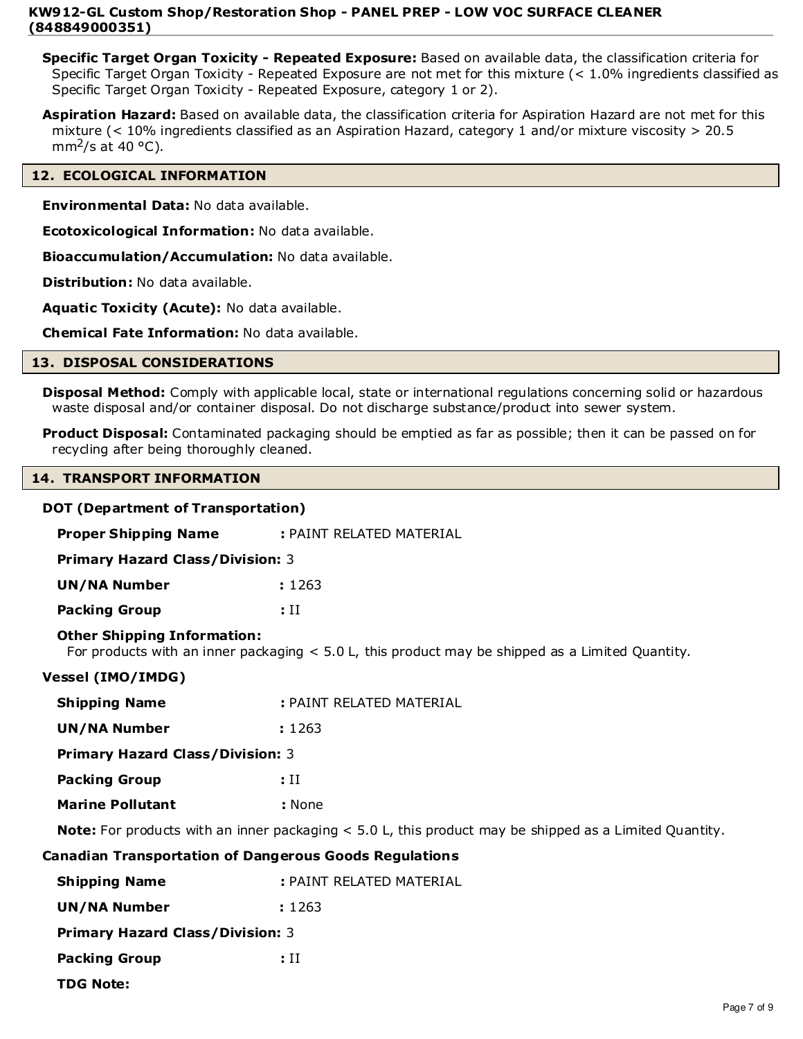**Specific Target Organ Toxicity - Repeated Exposure:** Based on available data, the classification criteria for Specific Target Organ Toxicity - Repeated Exposure are not met for this mixture (< 1.0% ingredients classified as Specific Target Organ Toxicity - Repeated Exposure, category 1 or 2).

**Aspiration Hazard:** Based on available data, the classification criteria for Aspiration Hazard are not met for this mixture (< 10% ingredients classified as an Aspiration Hazard, category 1 and/or mixture viscosity > 20.5 $mm^2$/s at 40 °C).

## 12. ECOLOGICAL INFORMATION

**Environmental Data:** No data available.

**Ecotoxicological Information:** No data available.

**Bioaccumulation/Accumulation:** No data available.

**Distribution:** No data available.

**Aquatic Toxicity (Acute):** No data available.

**Chemical Fate Information:** No data available.

## 13. DISPOSAL CONSIDERATIONS

**Disposal Method:** Comply with applicable local, state or international regulations concerning solid or hazardous waste disposal and/or container disposal. Do not discharge substance/product into sewer system.

**Product Disposal:** Contaminated packaging should be emptied as far as possible; then it can be passed on for recycling after being thoroughly cleaned.

## 14. TRANSPORT INFORMATION

**DOT (Department of Transportation)**

**Proper Shipping Name** : PAINT RELATED MATERIAL

**Primary Hazard Class/Division:** 3

**UN/NA Number** : 1263

**Packing Group** : II

**Other Shipping Information:**
For products with an inner packaging < 5.0 L, this product may be shipped as a Limited Quantity.

**Vessel (IMO/IMDG)**

**Shipping Name** : PAINT RELATED MATERIAL

**UN/NA Number** : 1263

**Primary Hazard Class/Division:** 3

**Packing Group** : II

**Marine Pollutant** : None

**Note:** For products with an inner packaging < 5.0 L, this product may be shipped as a Limited Quantity.

**Canadian Transportation of Dangerous Goods Regulations**

**Shipping Name** : PAINT RELATED MATERIAL

**UN/NA Number** : 1263

**Primary Hazard Class/Division:** 3

**Packing Group** : II

**TDG Note:**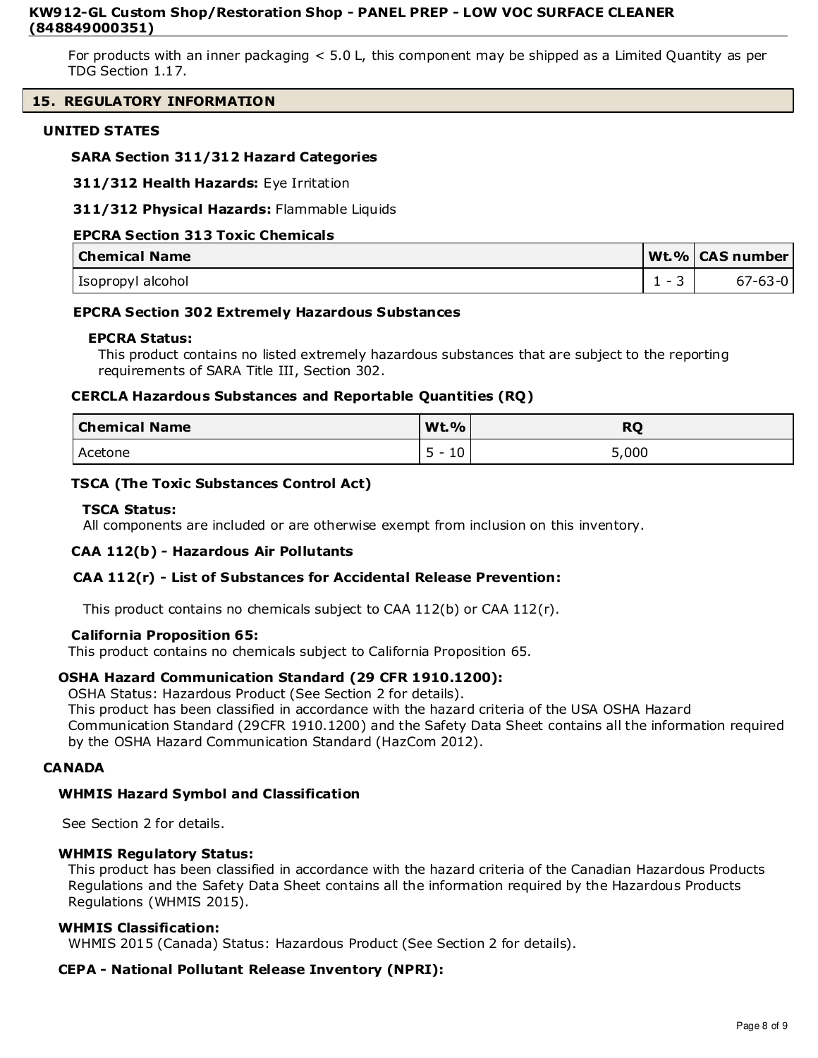For products with an inner packaging < 5.0 L, this component may be shipped as a Limited Quantity as per TDG Section 1.17.

## 15. REGULATORY INFORMATION

### UNITED STATES

#### SARA Section 311/312 Hazard Categories

**311/312 Health Hazards:** Eye Irritation

**311/312 Physical Hazards:** Flammable Liquids

#### EPCRA Section 313 Toxic Chemicals

| Chemical Name | Wt.% | CAS number |
|---|---|---|
| Isopropyl alcohol | 1 - 3 | 67-63-0 |

#### EPCRA Section 302 Extremely Hazardous Substances

**EPCRA Status:**

This product contains no listed extremely hazardous substances that are subject to the reporting requirements of SARA Title III, Section 302.

#### CERCLA Hazardous Substances and Reportable Quantities (RQ)

| Chemical Name | Wt.% | RQ |
|---|---|---|
| Acetone | 5 - 10 | 5,000 |

#### TSCA (The Toxic Substances Control Act)

**TSCA Status:**

All components are included or are otherwise exempt from inclusion on this inventory.

#### CAA 112(b) - Hazardous Air Pollutants

#### CAA 112(r) - List of Substances for Accidental Release Prevention:

This product contains no chemicals subject to CAA 112(b) or CAA 112(r).

#### California Proposition 65:

This product contains no chemicals subject to California Proposition 65.

#### OSHA Hazard Communication Standard (29 CFR 1910.1200):

OSHA Status: Hazardous Product (See Section 2 for details).
This product has been classified in accordance with the hazard criteria of the USA OSHA Hazard Communication Standard (29CFR 1910.1200) and the Safety Data Sheet contains all the information required by the OSHA Hazard Communication Standard (HazCom 2012).

### CANADA

#### WHMIS Hazard Symbol and Classification

See Section 2 for details.

#### WHMIS Regulatory Status:

This product has been classified in accordance with the hazard criteria of the Canadian Hazardous Products Regulations and the Safety Data Sheet contains all the information required by the Hazardous Products Regulations (WHMIS 2015).

#### WHMIS Classification:

WHMIS 2015 (Canada) Status: Hazardous Product (See Section 2 for details).

#### CEPA - National Pollutant Release Inventory (NPRI):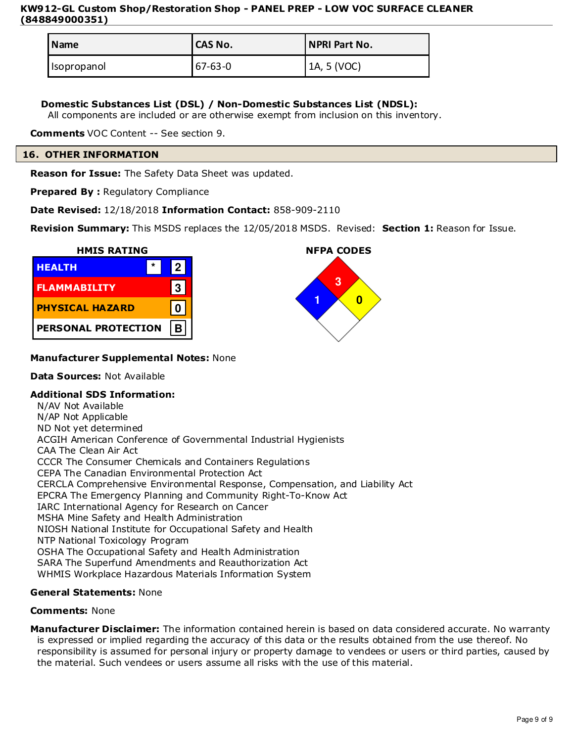| Name | CAS No. | NPRI Part No. |
| --- | --- | --- |
| Isopropanol | 67-63-0 | 1A, 5 (VOC) |

**Domestic Substances List (DSL) / Non-Domestic Substances List (NDSL):**
All components are included or are otherwise exempt from inclusion on this inventory.

**Comments** VOC Content -- See section 9.

## 16. OTHER INFORMATION

**Reason for Issue:** The Safety Data Sheet was updated.

**Prepared By :** Regulatory Compliance

**Date Revised:** 12/18/2018 **Information Contact:** 858-909-2110

**Revision Summary:** This MSDS replaces the 12/05/2018 MSDS. Revised: **Section 1:** Reason for Issue.

**HMIS RATING**

| | | |
| --- | --- | --- |
| HEALTH | * | 2 |
| FLAMMABILITY | | 3 |
| PHYSICAL HAZARD | | 0 |
| PERSONAL PROTECTION | | B |

**NFPA CODES**

3
1
0

**Manufacturer Supplemental Notes:** None

**Data Sources:** Not Available

**Additional SDS Information:**
N/AV Not Available
N/AP Not Applicable
ND Not yet determined
ACGIH American Conference of Governmental Industrial Hygienists
CAA The Clean Air Act
CCCR The Consumer Chemicals and Containers Regulations
CEPA The Canadian Environmental Protection Act
CERCLA Comprehensive Environmental Response, Compensation, and Liability Act
EPCRA The Emergency Planning and Community Right-To-Know Act
IARC International Agency for Research on Cancer
MSHA Mine Safety and Health Administration
NIOSH National Institute for Occupational Safety and Health
NTP National Toxicology Program
OSHA The Occupational Safety and Health Administration
SARA The Superfund Amendments and Reauthorization Act
WHMIS Workplace Hazardous Materials Information System

**General Statements:** None

**Comments:** None

**Manufacturer Disclaimer:** The information contained herein is based on data considered accurate. No warranty is expressed or implied regarding the accuracy of this data or the results obtained from the use thereof. No responsibility is assumed for personal injury or property damage to vendees or users or third parties, caused by the material. Such vendees or users assume all risks with the use of this material.